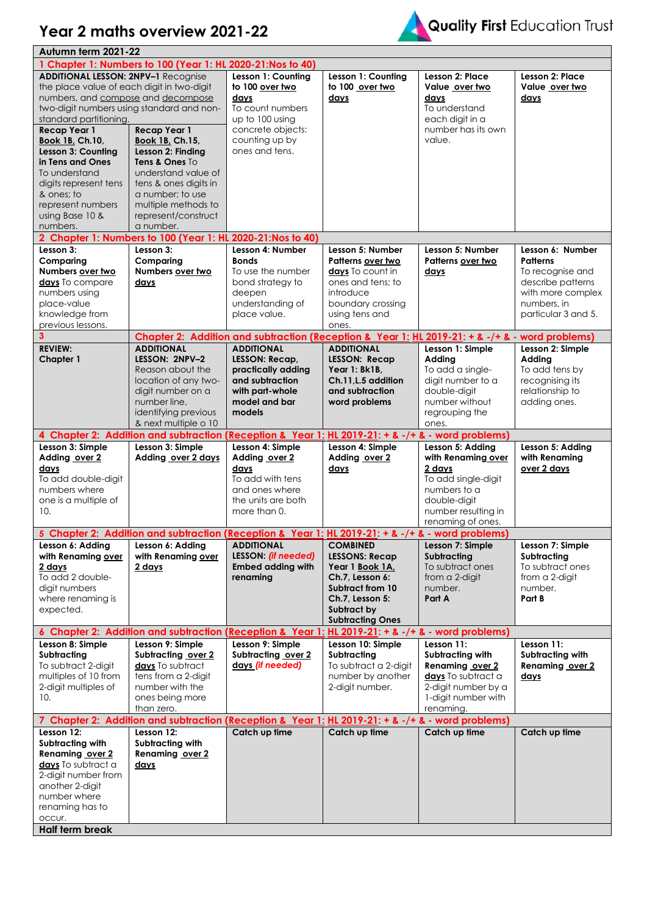# Year 2 maths overview 2021-22

Quality First Education Trust

| Autumn term 2021-22 | | | | | |
|---|---|---|---|---|---|
| **1 Chapter 1: Numbers to 100 (Year 1: HL 2020-21:Nos to 40)** | | | | | |
| **ADDITIONAL LESSON: 2NPV–1** Recognise the place value of each digit in two-digit numbers, and compose and decompose two-digit numbers using standard and non-standard partitioning. **Recap Year 1 Book 1B, Ch.10, Lesson 3: Counting in Tens and Ones** To understand digits represent tens & ones; to represent numbers using Base 10 & numbers. | **Recap Year 1 Book 1B, Ch.15, Lesson 2: Finding Tens & Ones** To understand value of tens & ones digits in a number; to use multiple methods to represent/construct a number. | **Lesson 1: Counting to 100 over two days** To count numbers up to 100 using concrete objects: counting up by ones and tens. | **Lesson 1: Counting to 100 over two days** | **Lesson 2: Place Value over two days** To understand each digit in a number has its own value. | **Lesson 2: Place Value over two days** |
| **2 Chapter 1: Numbers to 100 (Year 1: HL 2020-21:Nos to 40)** | | | | | |
| **Lesson 3: Comparing Numbers over two days** To compare numbers using place-value knowledge from previous lessons. | **Lesson 3: Comparing Numbers over two days** | **Lesson 4: Number Bonds** To use the number bond strategy to deepen understanding of place value. | **Lesson 5: Number Patterns over two days** To count in ones and tens; to introduce boundary crossing using tens and ones. | **Lesson 5: Number Patterns over two days** | **Lesson 6: Number Patterns** To recognise and describe patterns with more complex numbers, in particular 3 and 5. |
| **3** | **Chapter 2: Addition and subtraction (Reception & Year 1: HL 2019-21: + & -/+ & - word problems)** | | | | |
| **REVIEW: Chapter 1** | **ADDITIONAL LESSON: 2NPV–2** Reason about the location of any two-digit number on a number line, identifying previous & next multiple o 10 | **ADDITIONAL LESSON: Recap, practically adding and subtraction with part-whole model and bar models** | **ADDITIONAL LESSON: Recap Year 1: Bk1B, Ch.11,L.5 addition and subtraction word problems** | **Lesson 1: Simple Adding** To add a single-digit number to a double-digit number without regrouping the ones. | **Lesson 2: Simple Adding** To add tens by recognising its relationship to adding ones. |
| **4 Chapter 2: Addition and subtraction (Reception & Year 1: HL 2019-21: + & -/+ & - word problems)** | | | | | |
| **Lesson 3: Simple Adding over 2 days** To add double-digit numbers where one is a multiple of 10. | **Lesson 3: Simple Adding over 2 days** | **Lesson 4: Simple Adding over 2 days** To add with tens and ones where the units are both more than 0. | **Lesson 4: Simple Adding over 2 days** | **Lesson 5: Adding with Renaming over 2 days** To add single-digit numbers to a double-digit number resulting in renaming of ones. | **Lesson 5: Adding with Renaming over 2 days** |
| **5 Chapter 2: Addition and subtraction (Reception & Year 1: HL 2019-21: + & -/+ & - word problems)** | | | | | |
| **Lesson 6: Adding with Renaming over 2 days** To add 2 double-digit numbers where renaming is expected. | **Lesson 6: Adding with Renaming over 2 days** | **ADDITIONAL LESSON:** ***(if needed)*** **Embed adding with renaming** | **COMBINED LESSONS: Recap Year 1 Book 1A, Ch.7, Lesson 6: Subtract from 10 Ch.7, Lesson 5: Subtract by Subtracting Ones** | **Lesson 7: Simple Subtracting** To subtract ones from a 2-digit number. **Part A** | **Lesson 7: Simple Subtracting** To subtract ones from a 2-digit number. **Part B** |
| **6 Chapter 2: Addition and subtraction (Reception & Year 1: HL 2019-21: + & -/+ & - word problems)** | | | | | |
| **Lesson 8: Simple Subtracting** To subtract 2-digit multiples of 10 from 2-digit multiples of 10. | **Lesson 9: Simple Subtracting over 2 days** To subtract tens from a 2-digit number with the ones being more than zero. | **Lesson 9: Simple Subtracting over 2 days** ***(if needed)*** | **Lesson 10: Simple Subtracting** To subtract a 2-digit number by another 2-digit number. | **Lesson 11: Subtracting with Renaming over 2 days** To subtract a 2-digit number by a 1-digit number with renaming. | **Lesson 11: Subtracting with Renaming over 2 days** |
| **7 Chapter 2: Addition and subtraction (Reception & Year 1: HL 2019-21: + & -/+ & - word problems)** | | | | | |
| **Lesson 12: Subtracting with Renaming over 2 days** To subtract a 2-digit number from another 2-digit number where renaming has to occur. | **Lesson 12: Subtracting with Renaming over 2 days** | **Catch up time** | **Catch up time** | **Catch up time** | **Catch up time** |
| **Half term break** | | | | | |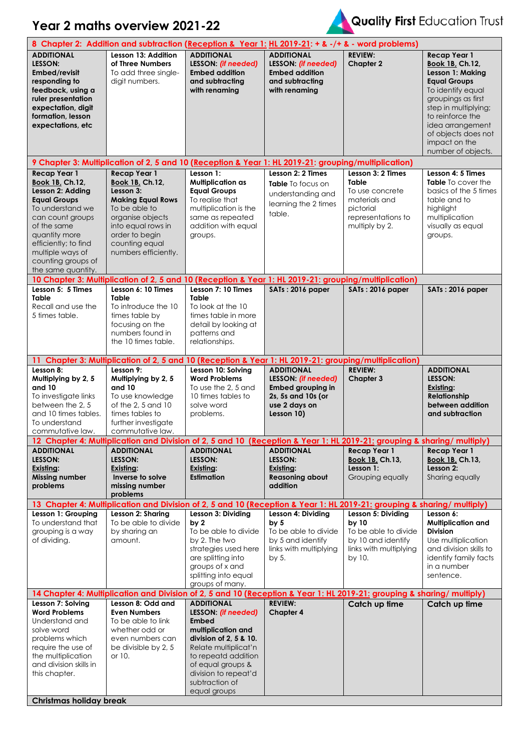# Year 2 maths overview 2021-22

Quality First Education Trust

| 8 Chapter 2: Addition and subtraction (Reception & Year 1: HL 2019-21: + & -/+ & - word problems) | | | | | |
|---|---|---|---|---|---|
| **ADDITIONAL LESSON: Embed/revisit responding to feedback, using a ruler presentation expectation, digit formation, lesson expectations, etc** | **Lesson 13: Addition of Three Numbers** To add three single-digit numbers. | **ADDITIONAL LESSON:** ***(if needed)*** **Embed addition and subtracting with renaming** | **ADDITIONAL LESSON:** ***(if needed)*** **Embed addition and subtracting with renaming** | **REVIEW: Chapter 2** | **Recap Year 1 Book 1B, Ch.12, Lesson 1: Making Equal Groups** To identify equal groupings as first step in multiplying; to reinforce the idea arrangement of objects does not impact on the number of objects. |
| **9 Chapter 3: Multiplication of 2, 5 and 10 (Reception & Year 1: HL 2019-21: grouping/multiplication)** | | | | | |
| **Recap Year 1 Book 1B, Ch.12, Lesson 2: Adding Equal Groups** To understand we can count groups of the same quantity more efficiently; to find multiple ways of counting groups of the same quantity. | **Recap Year 1 Book 1B, Ch.12, Lesson 3: Making Equal Rows** To be able to organise objects into equal rows in order to begin counting equal numbers efficiently. | **Lesson 1: Multiplication as Equal Groups** To realise that multiplication is the same as repeated addition with equal groups. | **Lesson 2: 2 Times Table** To focus on understanding and learning the 2 times table. | **Lesson 3: 2 Times Table** To use concrete materials and pictorial representations to multiply by 2. | **Lesson 4: 5 Times Table** To cover the basics of the 5 times table and to highlight multiplication visually as equal groups. |
| **10 Chapter 3: Multiplication of 2, 5 and 10 (Reception & Year 1: HL 2019-21: grouping/multiplication)** | | | | | |
| **Lesson 5: 5 Times Table** Recall and use the 5 times table. | **Lesson 6: 10 Times Table** To introduce the 10 times table by focusing on the numbers found in the 10 times table. | **Lesson 7: 10 Times Table** To look at the 10 times table in more detail by looking at patterns and relationships. | **SATs : 2016 paper** | **SATs : 2016 paper** | **SATs : 2016 paper** |
| **11 Chapter 3: Multiplication of 2, 5 and 10 (Reception & Year 1: HL 2019-21: grouping/multiplication)** | | | | | |
| **Lesson 8: Multiplying by 2, 5 and 10** To investigate links between the 2, 5 and 10 times tables. To understand commutative law. | **Lesson 9: Multiplying by 2, 5 and 10** To use knowledge of the 2, 5 and 10 times tables to further investigate commutative law. | **Lesson 10: Solving Word Problems** To use the 2, 5 and 10 times tables to solve word problems. | **ADDITIONAL LESSON:** ***(if needed)*** **Embed grouping in 2s, 5s and 10s (or use 2 days on Lesson 10)** | **REVIEW: Chapter 3** | **ADDITIONAL LESSON: Existing: Relationship between addition and subtraction** |
| **12 Chapter 4: Multiplication and Division of 2, 5 and 10 (Reception & Year 1: HL 2019-21: grouping & sharing/ multiply)** | | | | | |
| **ADDITIONAL LESSON: Existing: Missing number problems** | **ADDITIONAL LESSON: Existing: Inverse to solve missing number problems** | **ADDITIONAL LESSON: Existing: Estimation** | **ADDITIONAL LESSON: Existing: Reasoning about addition** | **Recap Year 1 Book 1B, Ch.13, Lesson 1:** Grouping equally | **Recap Year 1 Book 1B, Ch.13, Lesson 2:** Sharing equally |
| **13 Chapter 4: Multiplication and Division of 2, 5 and 10 (Reception & Year 1: HL 2019-21: grouping & sharing/ multiply)** | | | | | |
| **Lesson 1: Grouping** To understand that grouping is a way of dividing. | **Lesson 2: Sharing** To be able to divide by sharing an amount. | **Lesson 3: Dividing by 2** To be able to divide by 2. The two strategies used here are splitting into groups of x and splitting into equal groups of many. | **Lesson 4: Dividing by 5** To be able to divide by 5 and identify links with multiplying by 5. | **Lesson 5: Dividing by 10** To be able to divide by 10 and identify links with multiplying by 10. | **Lesson 6: Multiplication and Division** Use multiplication and division skills to identify family facts in a number sentence. |
| **14 Chapter 4: Multiplication and Division of 2, 5 and 10 (Reception & Year 1: HL 2019-21: grouping & sharing/ multiply)** | | | | | |
| **Lesson 7: Solving Word Problems** Understand and solve word problems which require the use of the multiplication and division skills in this chapter. | **Lesson 8: Odd and Even Numbers** To be able to link whether odd or even numbers can be divisible by 2, 5 or 10. | **ADDITIONAL LESSON:** ***(if needed)*** **Embed multiplication and division of 2, 5 & 10.** Relate multiplicat'n to repeatd addition of equal groups & division to repeat'd subtraction of equal groups | **REVIEW: Chapter 4** | **Catch up time** | **Catch up time** |
| **Christmas holiday break** | | | | | |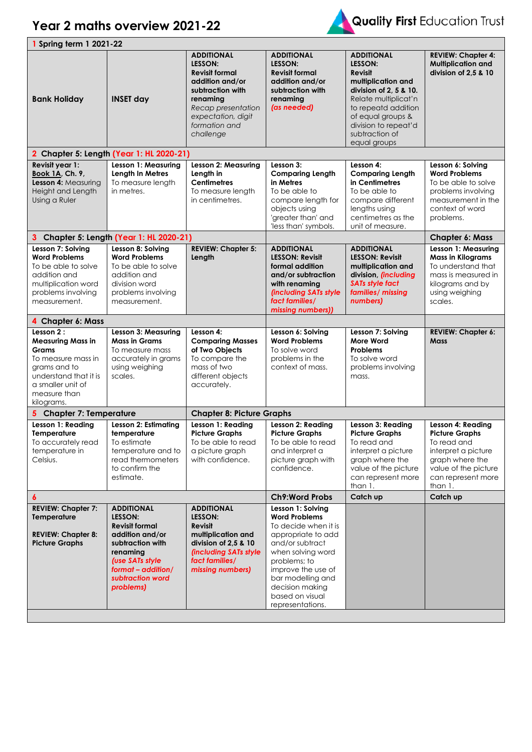# Year 2 maths overview 2021-22

Quality First Education Trust

| 1 Spring term 1 2021-22 | | | | | |
|---|---|---|---|---|---|
| **Bank Holiday** | **INSET day** | **ADDITIONAL LESSON: Revisit formal addition and/or subtraction with renaming** *Recap presentation expectation, digit formation and challenge* | **ADDITIONAL LESSON: Revisit formal addition and/or subtraction with renaming** ***(as needed)*** | **ADDITIONAL LESSON: Revisit multiplication and division of 2, 5 & 10.** Relate multiplicat'n to repeatd addition of equal groups & division to repeat'd subtraction of equal groups | **REVIEW: Chapter 4: Multiplication and division of 2,5 & 10** |
| **2 Chapter 5: Length (Year 1: HL 2020-21)** | | | | | |
| **Revisit year 1: Book 1A, Ch. 9, Lesson 4:** Measuring Height and Length Using a Ruler | **Lesson 1: Measuring Length In Metres** To measure length in metres. | **Lesson 2: Measuring Length in Centimetres** To measure length in centimetres. | **Lesson 3: Comparing Length in Metres** To be able to compare length for objects using 'greater than' and 'less than' symbols. | **Lesson 4: Comparing Length in Centimetres** To be able to compare different lengths using centimetres as the unit of measure. | **Lesson 6: Solving Word Problems** To be able to solve problems involving measurement in the context of word problems. |
| **3 Chapter 5: Length (Year 1: HL 2020-21)** | | | | | **Chapter 6: Mass** |
| **Lesson 7: Solving Word Problems** To be able to solve addition and multiplication word problems involving measurement. | **Lesson 8: Solving Word Problems** To be able to solve addition and division word problems involving measurement. | **REVIEW: Chapter 5: Length** | **ADDITIONAL LESSON: Revisit formal addition and/or subtraction with renaming** ***(including SATs style fact families/ missing numbers)*** | **ADDITIONAL LESSON: Revisit multiplication and division, *(including SATs style fact families/ missing numbers)*** | **Lesson 1: Measuring Mass in Kilograms** To understand that mass is measured in kilograms and by using weighing scales. |
| **4 Chapter 6: Mass** | | | | | |
| **Lesson 2 : Measuring Mass in Grams** To measure mass in grams and to understand that it is a smaller unit of measure than kilograms. | **Lesson 3: Measuring Mass in Grams** To measure mass accurately in grams using weighing scales. | **Lesson 4: Comparing Masses of Two Objects** To compare the mass of two different objects accurately. | **Lesson 6: Solving Word Problems** To solve word problems in the context of mass. | **Lesson 7: Solving More Word Problems** To solve word problems involving mass. | **REVIEW: Chapter 6: Mass** |
| **5 Chapter 7: Temperature** | | **Chapter 8: Picture Graphs** | | | |
| **Lesson 1: Reading Temperature** To accurately read temperature in Celsius. | **Lesson 2: Estimating temperature** To estimate temperature and to read thermometers to confirm the estimate. | **Lesson 1: Reading Picture Graphs** To be able to read a picture graph with confidence. | **Lesson 2: Reading Picture Graphs** To be able to read and interpret a picture graph with confidence. | **Lesson 3: Reading Picture Graphs** To read and interpret a picture graph where the value of the picture can represent more than 1. | **Lesson 4: Reading Picture Graphs** To read and interpret a picture graph where the value of the picture can represent more than 1. |
| **6** | | | **Ch9:Word Probs** | **Catch up** | **Catch up** |
| **REVIEW: Chapter 7: Temperature** **REVIEW: Chapter 8: Picture Graphs** | **ADDITIONAL LESSON: Revisit formal addition and/or subtraction with renaming** ***(use SATs style format – addition/ subtraction word problems)*** | **ADDITIONAL LESSON: Revisit multiplication and division of 2,5 & 10** ***(including SATs style fact families/ missing numbers)*** | **Lesson 1: Solving Word Problems** To decide when it is appropriate to add and/or subtract when solving word problems; to improve the use of bar modelling and decision making based on visual representations. | | |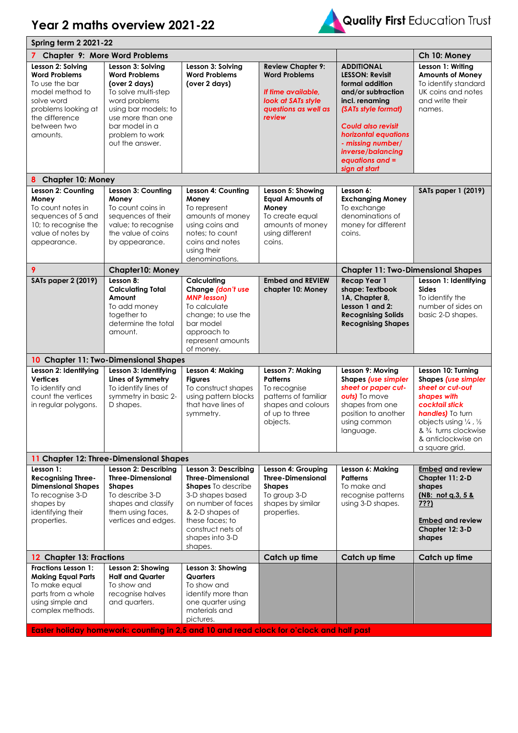# Year 2 maths overview 2021-22

Quality First Education Trust

| Spring term 2 2021-22 | | | | | |
|---|---|---|---|---|---|
| **7 Chapter 9: More Word Problems** | | | | | **Ch 10: Money** |
| **Lesson 2: Solving Word Problems** To use the bar model method to solve word problems looking at the difference between two amounts. | **Lesson 3: Solving Word Problems (over 2 days)** To solve multi-step word problems using bar models; to use more than one bar model in a problem to work out the answer. | **Lesson 3: Solving Word Problems (over 2 days)** | **Review Chapter 9: Word Problems** *If time available, look at SATs style questions as well as review* | **ADDITIONAL LESSON: Revisit formal addition and/or subtraction incl. renaming** *(SATs style format)* *Could also revisit horizontal equations - missing number/ inverse/balancing equations and = sign at start* | **Lesson 1: Writing Amounts of Money** To identify standard UK coins and notes and write their names. |
| **8 Chapter 10: Money** | | | | | |
| **Lesson 2: Counting Money** To count notes in sequences of 5 and 10; to recognise the value of notes by appearance. | **Lesson 3: Counting Money** To count coins in sequences of their value; to recognise the value of coins by appearance. | **Lesson 4: Counting Money** To represent amounts of money using coins and notes; to count coins and notes using their denominations. | **Lesson 5: Showing Equal Amounts of Money** To create equal amounts of money using different coins. | **Lesson 6: Exchanging Money** To exchange denominations of money for different coins. | **SATs paper 1 (2019)** |
| **9** | **Chapter10: Money** | | | **Chapter 11: Two-Dimensional Shapes** | |
| **SATs paper 2 (2019)** | **Lesson 8: Calculating Total Amount** To add money together to determine the total amount. | **Calculating Change** *(don't use MNP lesson)* To calculate change; to use the bar model approach to represent amounts of money. | **Embed and REVIEW chapter 10: Money** | **Recap Year 1 shape: Textbook 1A, Chapter 8, Lesson 1 and 2: Recognising Solids Recognising Shapes** | **Lesson 1: Identifying Sides** To identify the number of sides on basic 2-D shapes. |
| **10 Chapter 11: Two-Dimensional Shapes** | | | | | |
| **Lesson 2: Identifying Vertices** To identify and count the vertices in regular polygons. | **Lesson 3: Identifying Lines of Symmetry** To identify lines of symmetry in basic 2-D shapes. | **Lesson 4: Making Figures** To construct shapes using pattern blocks that have lines of symmetry. | **Lesson 7: Making Patterns** To recognise patterns of familiar shapes and colours of up to three objects. | **Lesson 9: Moving Shapes** *(use simpler sheet or paper cut-outs)* To move shapes from one position to another using common language. | **Lesson 10: Turning Shapes** *(use simpler sheet or cut-out shapes with cocktail stick handles)* To turn objects using ¼ , ½ & ¾ turns clockwise & anticlockwise on a square grid. |
| **11 Chapter 12: Three-Dimensional Shapes** | | | | | |
| **Lesson 1: Recognising Three-Dimensional Shapes** To recognise 3-D shapes by identifying their properties. | **Lesson 2: Describing Three-Dimensional Shapes** To describe 3-D shapes and classify them using faces, vertices and edges. | **Lesson 3: Describing Three-Dimensional Shapes** To describe 3-D shapes based on number of faces & 2-D shapes of these faces; to construct nets of shapes into 3-D shapes. | **Lesson 4: Grouping Three-Dimensional Shapes** To group 3-D shapes by similar properties. | **Lesson 6: Making Patterns** To make and recognise patterns using 3-D shapes. | **Embed and review Chapter 11: 2-D shapes (NB: not q.3, 5 & 7??)** **Embed and review Chapter 12: 3-D shapes** |
| **12 Chapter 13: Fractions** | | | **Catch up time** | **Catch up time** | **Catch up time** |
| **Fractions Lesson 1: Making Equal Parts** To make equal parts from a whole using simple and complex methods. | **Lesson 2: Showing Half and Quarter** To show and recognise halves and quarters. | **Lesson 3: Showing Quarters** To show and identify more than one quarter using materials and pictures. | | | |

**Easter holiday homework: counting in 2,5 and 10 and read clock for o'clock and half past**